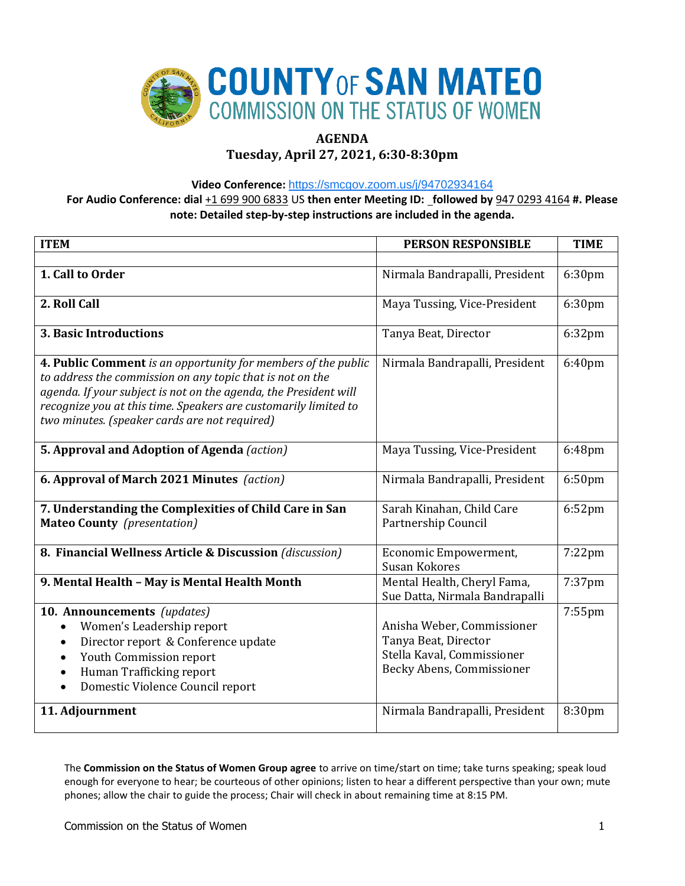# COUNTY OF SAN MATEO
## COMMISSION ON THE STATUS OF WOMEN

**AGENDA**
**Tuesday, April 27, 2021, 6:30-8:30pm**

**Video Conference:** https://smcgov.zoom.us/j/94702934164
**For Audio Conference: dial** +1 699 900 6833 US **then enter Meeting ID: _followed by** 947 0293 4164 **#. Please note: Detailed step-by-step instructions are included in the agenda.**

| ITEM | PERSON RESPONSIBLE | TIME |
|---|---|---|
| | | |
| **1. Call to Order** | Nirmala Bandrapalli, President | 6:30pm |
| **2. Roll Call** | Maya Tussing, Vice-President | 6:30pm |
| **3. Basic Introductions** | Tanya Beat, Director | 6:32pm |
| **4. Public Comment** *is an opportunity for members of the public to address the commission on any topic that is not on the agenda. If your subject is not on the agenda, the President will recognize you at this time. Speakers are customarily limited to two minutes. (speaker cards are not required)* | Nirmala Bandrapalli, President | 6:40pm |
| **5. Approval and Adoption of Agenda** *(action)* | Maya Tussing, Vice-President | 6:48pm |
| **6. Approval of March 2021 Minutes** *(action)* | Nirmala Bandrapalli, President | 6:50pm |
| **7. Understanding the Complexities of Child Care in San Mateo County** *(presentation)* | Sarah Kinahan, Child Care Partnership Council | 6:52pm |
| **8. Financial Wellness Article & Discussion** *(discussion)* | Economic Empowerment, Susan Kokores | 7:22pm |
| **9. Mental Health – May is Mental Health Month** | Mental Health, Cheryl Fama, Sue Datta, Nirmala Bandrapalli | 7:37pm |
| **10. Announcements** *(updates)*<br>• Women's Leadership report<br>• Director report & Conference update<br>• Youth Commission report<br>• Human Trafficking report<br>• Domestic Violence Council report | Anisha Weber, Commissioner<br>Tanya Beat, Director<br>Stella Kaval, Commissioner<br>Becky Abens, Commissioner | 7:55pm |
| **11. Adjournment** | Nirmala Bandrapalli, President | 8:30pm |

The **Commission on the Status of Women Group agree** to arrive on time/start on time; take turns speaking; speak loud enough for everyone to hear; be courteous of other opinions; listen to hear a different perspective than your own; mute phones; allow the chair to guide the process; Chair will check in about remaining time at 8:15 PM.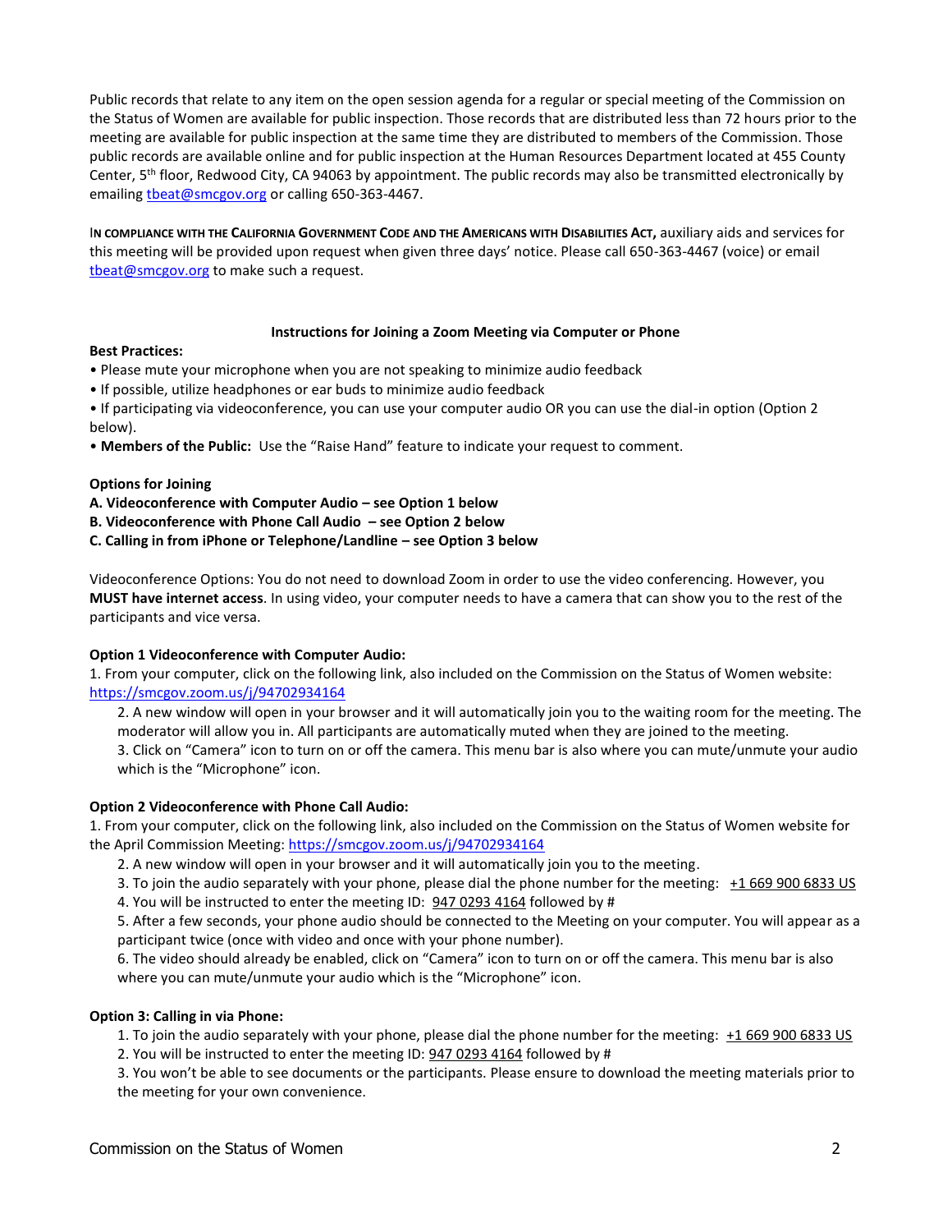Public records that relate to any item on the open session agenda for a regular or special meeting of the Commission on the Status of Women are available for public inspection. Those records that are distributed less than 72 hours prior to the meeting are available for public inspection at the same time they are distributed to members of the Commission. Those public records are available online and for public inspection at the Human Resources Department located at 455 County Center, 5th floor, Redwood City, CA 94063 by appointment. The public records may also be transmitted electronically by emailing tbeat@smcgov.org or calling 650-363-4467.

**In compliance with the California Government Code and the Americans with Disabilities Act,** auxiliary aids and services for this meeting will be provided upon request when given three days' notice. Please call 650-363-4467 (voice) or email tbeat@smcgov.org to make such a request.

## Instructions for Joining a Zoom Meeting via Computer or Phone

**Best Practices:**

- Please mute your microphone when you are not speaking to minimize audio feedback
- If possible, utilize headphones or ear buds to minimize audio feedback
- If participating via videoconference, you can use your computer audio OR you can use the dial-in option (Option 2 below).
- **Members of the Public:** Use the "Raise Hand" feature to indicate your request to comment.

**Options for Joining**

**A. Videoconference with Computer Audio – see Option 1 below**
**B. Videoconference with Phone Call Audio – see Option 2 below**
**C. Calling in from iPhone or Telephone/Landline – see Option 3 below**

Videoconference Options: You do not need to download Zoom in order to use the video conferencing. However, you **MUST have internet access**. In using video, your computer needs to have a camera that can show you to the rest of the participants and vice versa.

**Option 1 Videoconference with Computer Audio:**

1. From your computer, click on the following link, also included on the Commission on the Status of Women website: https://smcgov.zoom.us/j/94702934164
2. A new window will open in your browser and it will automatically join you to the waiting room for the meeting. The moderator will allow you in. All participants are automatically muted when they are joined to the meeting.
3. Click on "Camera" icon to turn on or off the camera. This menu bar is also where you can mute/unmute your audio which is the "Microphone" icon.

**Option 2 Videoconference with Phone Call Audio:**

1. From your computer, click on the following link, also included on the Commission on the Status of Women website for the April Commission Meeting: https://smcgov.zoom.us/j/94702934164
2. A new window will open in your browser and it will automatically join you to the meeting.
3. To join the audio separately with your phone, please dial the phone number for the meeting: +1 669 900 6833 US
4. You will be instructed to enter the meeting ID: 947 0293 4164 followed by #
5. After a few seconds, your phone audio should be connected to the Meeting on your computer. You will appear as a participant twice (once with video and once with your phone number).
6. The video should already be enabled, click on "Camera" icon to turn on or off the camera. This menu bar is also where you can mute/unmute your audio which is the "Microphone" icon.

**Option 3: Calling in via Phone:**

1. To join the audio separately with your phone, please dial the phone number for the meeting: +1 669 900 6833 US
2. You will be instructed to enter the meeting ID: 947 0293 4164 followed by #
3. You won't be able to see documents or the participants. Please ensure to download the meeting materials prior to the meeting for your own convenience.